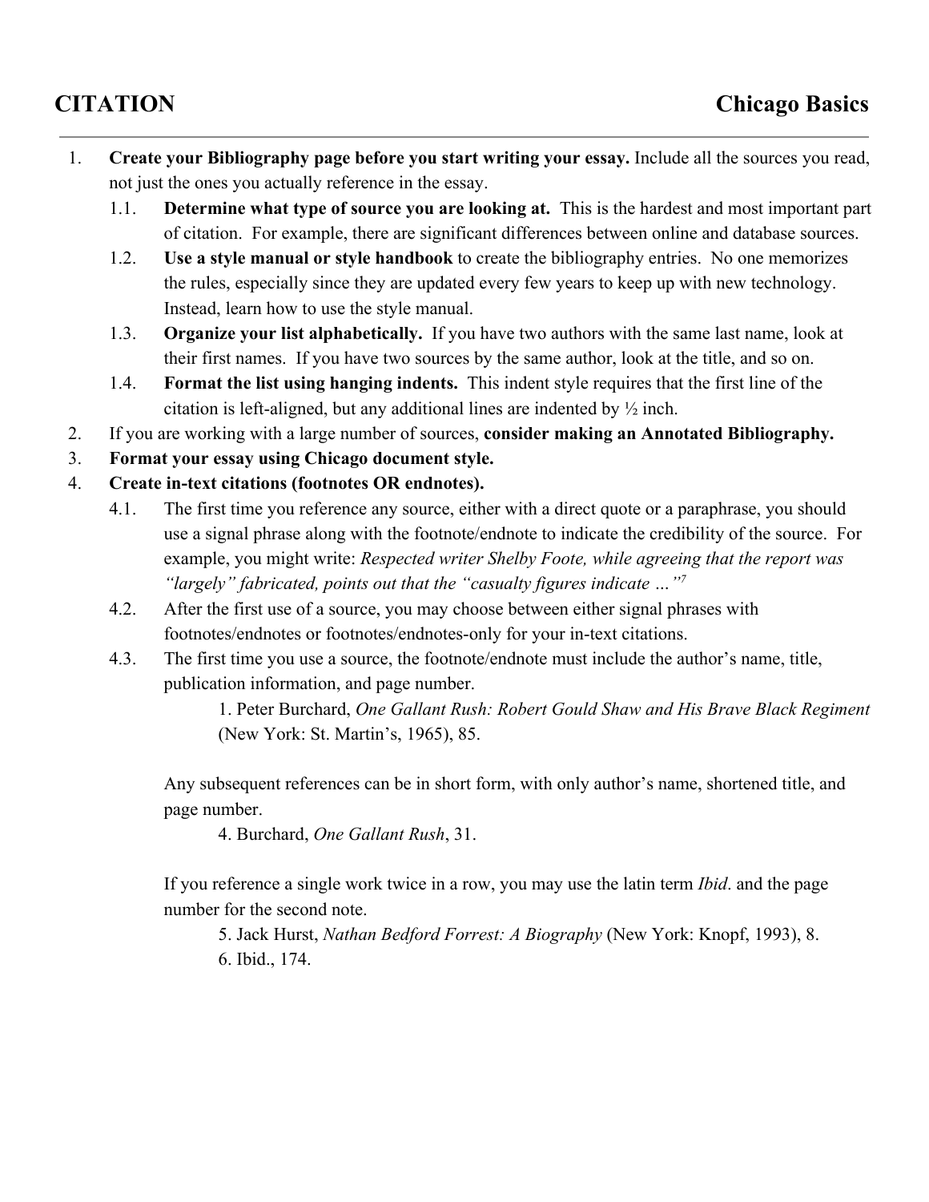# CITATION — Chicago Basics

1. **Create your Bibliography page before you start writing your essay.** Include all the sources you read, not just the ones you actually reference in the essay.
    1.1. **Determine what type of source you are looking at.** This is the hardest and most important part of citation. For example, there are significant differences between online and database sources.
    1.2. **Use a style manual or style handbook** to create the bibliography entries. No one memorizes the rules, especially since they are updated every few years to keep up with new technology. Instead, learn how to use the style manual.
    1.3. **Organize your list alphabetically.** If you have two authors with the same last name, look at their first names. If you have two sources by the same author, look at the title, and so on.
    1.4. **Format the list using hanging indents.** This indent style requires that the first line of the citation is left-aligned, but any additional lines are indented by ½ inch.
2. If you are working with a large number of sources, **consider making an Annotated Bibliography.**
3. **Format your essay using Chicago document style.**
4. **Create in-text citations (footnotes OR endnotes).**
    4.1. The first time you reference any source, either with a direct quote or a paraphrase, you should use a signal phrase along with the footnote/endnote to indicate the credibility of the source. For example, you might write: *Respected writer Shelby Foote, while agreeing that the report was "largely" fabricated, points out that the "casualty figures indicate …"*[7]
    4.2. After the first use of a source, you may choose between either signal phrases with footnotes/endnotes or footnotes/endnotes-only for your in-text citations.
    4.3. The first time you use a source, the footnote/endnote must include the author's name, title, publication information, and page number.

    > 1. Peter Burchard, *One Gallant Rush: Robert Gould Shaw and His Brave Black Regiment* (New York: St. Martin's, 1965), 85.

    Any subsequent references can be in short form, with only author's name, shortened title, and page number.

    > 4. Burchard, *One Gallant Rush*, 31.

    If you reference a single work twice in a row, you may use the latin term *Ibid*. and the page number for the second note.

    > 5. Jack Hurst, *Nathan Bedford Forrest: A Biography* (New York: Knopf, 1993), 8.
    > 6. Ibid., 174.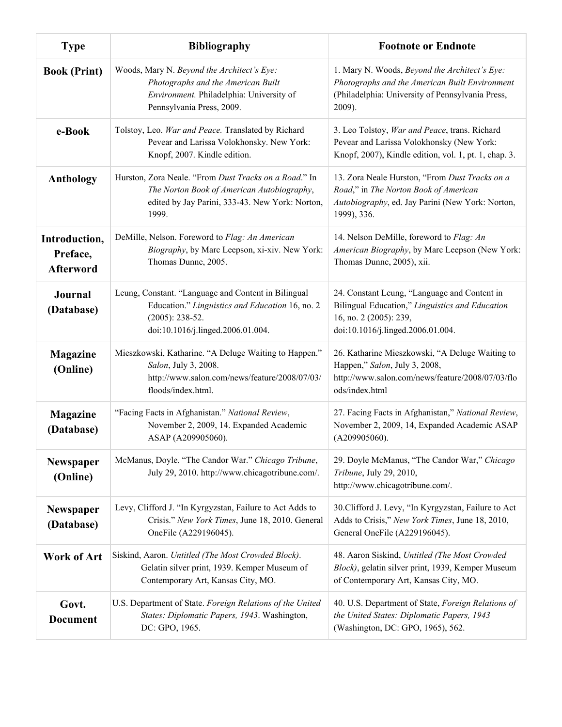| Type | Bibliography | Footnote or Endnote |
| --- | --- | --- |
| **Book (Print)** | Woods, Mary N. *Beyond the Architect's Eye: Photographs and the American Built Environment.* Philadelphia: University of Pennsylvania Press, 2009. | 1. Mary N. Woods, *Beyond the Architect's Eye: Photographs and the American Built Environment* (Philadelphia: University of Pennsylvania Press, 2009). |
| **e-Book** | Tolstoy, Leo. *War and Peace.* Translated by Richard Pevear and Larissa Volokhonsky. New York: Knopf, 2007. Kindle edition. | 3. Leo Tolstoy, *War and Peace*, trans. Richard Pevear and Larissa Volokhonsky (New York: Knopf, 2007), Kindle edition, vol. 1, pt. 1, chap. 3. |
| **Anthology** | Hurston, Zora Neale. "From *Dust Tracks on a Road*." In *The Norton Book of American Autobiography*, edited by Jay Parini, 333-43. New York: Norton, 1999. | 13. Zora Neale Hurston, "From *Dust Tracks on a Road*," in *The Norton Book of American Autobiography*, ed. Jay Parini (New York: Norton, 1999), 336. |
| **Introduction, Preface, Afterword** | DeMille, Nelson. Foreword to *Flag: An American Biography*, by Marc Leepson, xi-xiv. New York: Thomas Dunne, 2005. | 14. Nelson DeMille, foreword to *Flag: An American Biography*, by Marc Leepson (New York: Thomas Dunne, 2005), xii. |
| **Journal (Database)** | Leung, Constant. "Language and Content in Bilingual Education." *Linguistics and Education* 16, no. 2 (2005): 238-52. doi:10.1016/j.linged.2006.01.004. | 24. Constant Leung, "Language and Content in Bilingual Education," *Linguistics and Education* 16, no. 2 (2005): 239, doi:10.1016/j.linged.2006.01.004. |
| **Magazine (Online)** | Mieszkowski, Katharine. "A Deluge Waiting to Happen." *Salon*, July 3, 2008. http://www.salon.com/news/feature/2008/07/03/floods/index.html. | 26. Katharine Mieszkowski, "A Deluge Waiting to Happen," *Salon*, July 3, 2008, http://www.salon.com/news/feature/2008/07/03/floods/index.html |
| **Magazine (Database)** | "Facing Facts in Afghanistan." *National Review*, November 2, 2009, 14. Expanded Academic ASAP (A209905060). | 27. Facing Facts in Afghanistan," *National Review*, November 2, 2009, 14, Expanded Academic ASAP (A209905060). |
| **Newspaper (Online)** | McManus, Doyle. "The Candor War." *Chicago Tribune*, July 29, 2010. http://www.chicagotribune.com/. | 29. Doyle McManus, "The Candor War," *Chicago Tribune*, July 29, 2010, http://www.chicagotribune.com/. |
| **Newspaper (Database)** | Levy, Clifford J. "In Kyrgyzstan, Failure to Act Adds to Crisis." *New York Times*, June 18, 2010. General OneFile (A229196045). | 30.Clifford J. Levy, "In Kyrgyzstan, Failure to Act Adds to Crisis," *New York Times*, June 18, 2010, General OneFile (A229196045). |
| **Work of Art** | Siskind, Aaron. *Untitled (The Most Crowded Block)*. Gelatin silver print, 1939. Kemper Museum of Contemporary Art, Kansas City, MO. | 48. Aaron Siskind, *Untitled (The Most Crowded Block)*, gelatin silver print, 1939, Kemper Museum of Contemporary Art, Kansas City, MO. |
| **Govt. Document** | U.S. Department of State. *Foreign Relations of the United States: Diplomatic Papers, 1943*. Washington, DC: GPO, 1965. | 40. U.S. Department of State, *Foreign Relations of the United States: Diplomatic Papers, 1943* (Washington, DC: GPO, 1965), 562. |